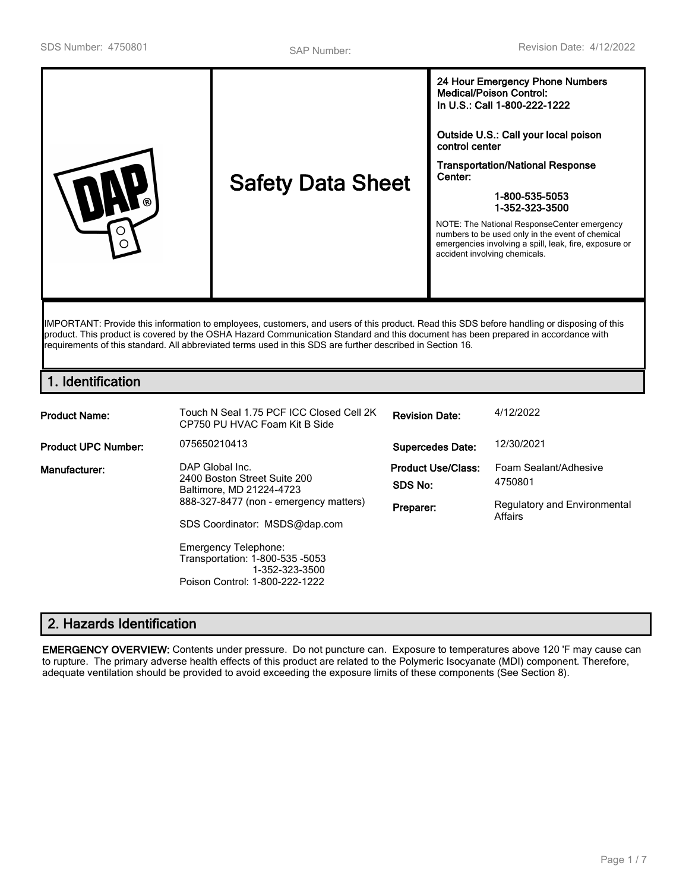SDS Number: 4750801 SAP Number: Revision Date: 4/12/2022

# Safety Data Sheet

**24 Hour Emergency Phone Numbers**
**Medical/Poison Control:**
**In U.S.: Call 1-800-222-1222**

**Outside U.S.: Call your local poison control center**

**Transportation/National Response Center:**

**1-800-535-5053**
**1-352-323-3500**

NOTE: The National ResponseCenter emergency numbers to be used only in the event of chemical emergencies involving a spill, leak, fire, exposure or accident involving chemicals.

IMPORTANT: Provide this information to employees, customers, and users of this product. Read this SDS before handling or disposing of this product. This product is covered by the OSHA Hazard Communication Standard and this document has been prepared in accordance with requirements of this standard. All abbreviated terms used in this SDS are further described in Section 16.

## 1. Identification

| | | | |
|---|---|---|---|
| **Product Name:** | Touch N Seal 1.75 PCF ICC Closed Cell 2K CP750 PU HVAC Foam Kit B Side | **Revision Date:** | 4/12/2022 |
| **Product UPC Number:** | 075650210413 | **Supercedes Date:** | 12/30/2021 |
| **Manufacturer:** | DAP Global Inc.<br>2400 Boston Street Suite 200<br>Baltimore, MD 21224-4723<br>888-327-8477 (non - emergency matters)<br><br>SDS Coordinator: MSDS@dap.com<br><br>Emergency Telephone:<br>Transportation: 1-800-535 -5053<br>1-352-323-3500<br>Poison Control: 1-800-222-1222 | **Product Use/Class:**<br>**SDS No:**<br>**Preparer:** | Foam Sealant/Adhesive<br>4750801<br>Regulatory and Environmental Affairs |

## 2. Hazards Identification

**EMERGENCY OVERVIEW:** Contents under pressure. Do not puncture can. Exposure to temperatures above 120 'F may cause can to rupture. The primary adverse health effects of this product are related to the Polymeric Isocyanate (MDI) component. Therefore, adequate ventilation should be provided to avoid exceeding the exposure limits of these components (See Section 8).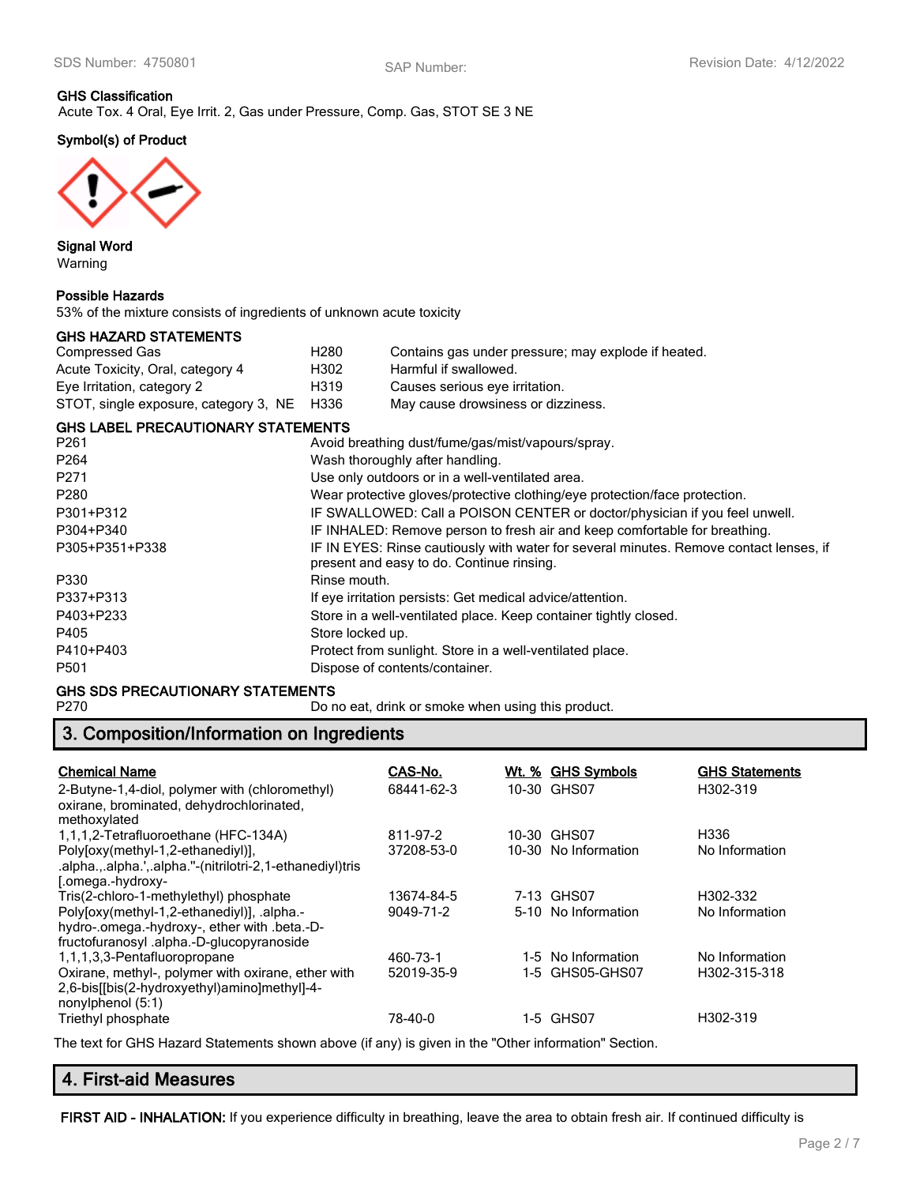**GHS Classification**
Acute Tox. 4 Oral, Eye Irrit. 2, Gas under Pressure, Comp. Gas, STOT SE 3 NE

**Symbol(s) of Product**

**Signal Word**
Warning

**Possible Hazards**
53% of the mixture consists of ingredients of unknown acute toxicity

**GHS HAZARD STATEMENTS**

| | | |
|---|---|---|
| Compressed Gas | H280 | Contains gas under pressure; may explode if heated. |
| Acute Toxicity, Oral, category 4 | H302 | Harmful if swallowed. |
| Eye Irritation, category 2 | H319 | Causes serious eye irritation. |
| STOT, single exposure, category 3, NE | H336 | May cause drowsiness or dizziness. |

**GHS LABEL PRECAUTIONARY STATEMENTS**

| | |
|---|---|
| P261 | Avoid breathing dust/fume/gas/mist/vapours/spray. |
| P264 | Wash thoroughly after handling. |
| P271 | Use only outdoors or in a well-ventilated area. |
| P280 | Wear protective gloves/protective clothing/eye protection/face protection. |
| P301+P312 | IF SWALLOWED: Call a POISON CENTER or doctor/physician if you feel unwell. |
| P304+P340 | IF INHALED: Remove person to fresh air and keep comfortable for breathing. |
| P305+P351+P338 | IF IN EYES: Rinse cautiously with water for several minutes. Remove contact lenses, if present and easy to do. Continue rinsing. |
| P330 | Rinse mouth. |
| P337+P313 | If eye irritation persists: Get medical advice/attention. |
| P403+P233 | Store in a well-ventilated place. Keep container tightly closed. |
| P405 | Store locked up. |
| P410+P403 | Protect from sunlight. Store in a well-ventilated place. |
| P501 | Dispose of contents/container. |

**GHS SDS PRECAUTIONARY STATEMENTS**

| | |
|---|---|
| P270 | Do no eat, drink or smoke when using this product. |

## 3. Composition/Information on Ingredients

| Chemical Name | CAS-No. | Wt. % | GHS Symbols | GHS Statements |
|---|---|---|---|---|
| 2-Butyne-1,4-diol, polymer with (chloromethyl) oxirane, brominated, dehydrochlorinated, methoxylated | 68441-62-3 | 10-30 | GHS07 | H302-319 |
| 1,1,1,2-Tetrafluoroethane (HFC-134A) | 811-97-2 | 10-30 | GHS07 | H336 |
| Poly[oxy(methyl-1,2-ethanediyl)], .alpha.,.alpha.',.alpha.''-(nitrilotri-2,1-ethanediyl)tris [.omega.-hydroxy- | 37208-53-0 | 10-30 | No Information | No Information |
| Tris(2-chloro-1-methylethyl) phosphate | 13674-84-5 | 7-13 | GHS07 | H302-332 |
| Poly[oxy(methyl-1,2-ethanediyl)], .alpha.-hydro-.omega.-hydroxy-, ether with .beta.-D-fructofuranosyl .alpha.-D-glucopyranoside | 9049-71-2 | 5-10 | No Information | No Information |
| 1,1,1,3,3-Pentafluoropropane | 460-73-1 | 1-5 | No Information | No Information |
| Oxirane, methyl-, polymer with oxirane, ether with 2,6-bis[[bis(2-hydroxyethyl)amino]methyl]-4-nonylphenol (5:1) | 52019-35-9 | 1-5 | GHS05-GHS07 | H302-315-318 |
| Triethyl phosphate | 78-40-0 | 1-5 | GHS07 | H302-319 |

The text for GHS Hazard Statements shown above (if any) is given in the "Other information" Section.

## 4. First-aid Measures

**FIRST AID - INHALATION:** If you experience difficulty in breathing, leave the area to obtain fresh air. If continued difficulty is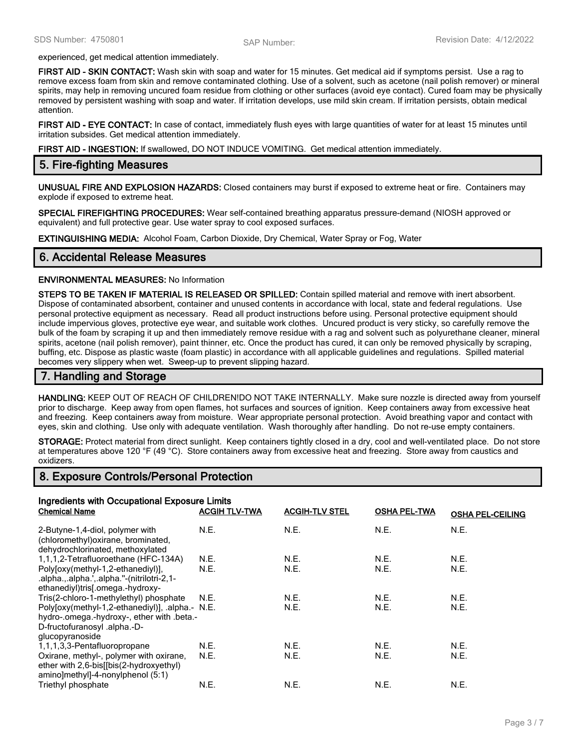experienced, get medical attention immediately.

**FIRST AID - SKIN CONTACT:** Wash skin with soap and water for 15 minutes. Get medical aid if symptoms persist. Use a rag to remove excess foam from skin and remove contaminated clothing. Use of a solvent, such as acetone (nail polish remover) or mineral spirits, may help in removing uncured foam residue from clothing or other surfaces (avoid eye contact). Cured foam may be physically removed by persistent washing with soap and water. If irritation develops, use mild skin cream. If irritation persists, obtain medical attention.

**FIRST AID - EYE CONTACT:** In case of contact, immediately flush eyes with large quantities of water for at least 15 minutes until irritation subsides. Get medical attention immediately.

**FIRST AID - INGESTION:** If swallowed, DO NOT INDUCE VOMITING. Get medical attention immediately.

## 5. Fire-fighting Measures

**UNUSUAL FIRE AND EXPLOSION HAZARDS:** Closed containers may burst if exposed to extreme heat or fire. Containers may explode if exposed to extreme heat.

**SPECIAL FIREFIGHTING PROCEDURES:** Wear self-contained breathing apparatus pressure-demand (NIOSH approved or equivalent) and full protective gear. Use water spray to cool exposed surfaces.

**EXTINGUISHING MEDIA:** Alcohol Foam, Carbon Dioxide, Dry Chemical, Water Spray or Fog, Water

## 6. Accidental Release Measures

**ENVIRONMENTAL MEASURES:** No Information

**STEPS TO BE TAKEN IF MATERIAL IS RELEASED OR SPILLED:** Contain spilled material and remove with inert absorbent. Dispose of contaminated absorbent, container and unused contents in accordance with local, state and federal regulations. Use personal protective equipment as necessary. Read all product instructions before using. Personal protective equipment should include impervious gloves, protective eye wear, and suitable work clothes. Uncured product is very sticky, so carefully remove the bulk of the foam by scraping it up and then immediately remove residue with a rag and solvent such as polyurethane cleaner, mineral spirits, acetone (nail polish remover), paint thinner, etc. Once the product has cured, it can only be removed physically by scraping, buffing, etc. Dispose as plastic waste (foam plastic) in accordance with all applicable guidelines and regulations. Spilled material becomes very slippery when wet. Sweep-up to prevent slipping hazard.

## 7. Handling and Storage

**HANDLING:** KEEP OUT OF REACH OF CHILDREN!DO NOT TAKE INTERNALLY. Make sure nozzle is directed away from yourself prior to discharge. Keep away from open flames, hot surfaces and sources of ignition. Keep containers away from excessive heat and freezing. Keep containers away from moisture. Wear appropriate personal protection. Avoid breathing vapor and contact with eyes, skin and clothing. Use only with adequate ventilation. Wash thoroughly after handling. Do not re-use empty containers.

**STORAGE:** Protect material from direct sunlight. Keep containers tightly closed in a dry, cool and well-ventilated place. Do not store at temperatures above 120 °F (49 °C). Store containers away from excessive heat and freezing. Store away from caustics and oxidizers.

## 8. Exposure Controls/Personal Protection

### Ingredients with Occupational Exposure Limits

| Chemical Name | ACGIH TLV-TWA | ACGIH-TLV STEL | OSHA PEL-TWA | OSHA PEL-CEILING |
|---|---|---|---|---|
| 2-Butyne-1,4-diol, polymer with (chloromethyl)oxirane, brominated, dehydrochlorinated, methoxylated | N.E. | N.E. | N.E. | N.E. |
| 1,1,1,2-Tetrafluoroethane (HFC-134A) | N.E. | N.E. | N.E. | N.E. |
| Poly[oxy(methyl-1,2-ethanediyl)], .alpha.,.alpha.',.alpha.''-(nitrilotri-2,1-ethanediyl)tris[.omega.-hydroxy- | N.E. | N.E. | N.E. | N.E. |
| Tris(2-chloro-1-methylethyl) phosphate | N.E. | N.E. | N.E. | N.E. |
| Poly[oxy(methyl-1,2-ethanediyl)], .alpha.-hydro-.omega.-hydroxy-, ether with .beta.-D-fructofuranosyl .alpha.-D-glucopyranoside | N.E. | N.E. | N.E. | N.E. |
| 1,1,1,3,3-Pentafluoropropane | N.E. | N.E. | N.E. | N.E. |
| Oxirane, methyl-, polymer with oxirane, ether with 2,6-bis[[bis(2-hydroxyethyl) amino]methyl]-4-nonylphenol (5:1) | N.E. | N.E. | N.E. | N.E. |
| Triethyl phosphate | N.E. | N.E. | N.E. | N.E. |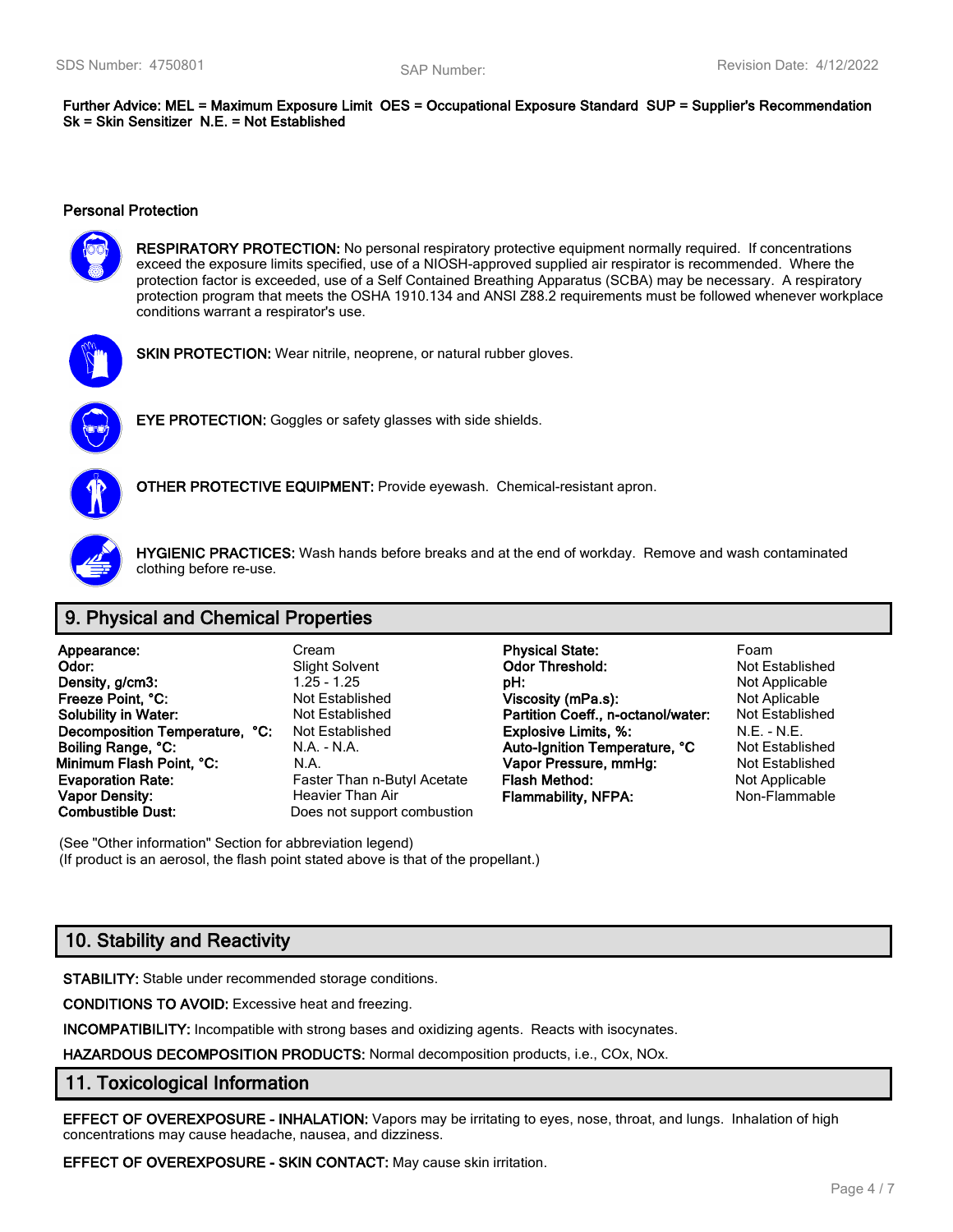**Further Advice: MEL = Maximum Exposure Limit OES = Occupational Exposure Standard SUP = Supplier's Recommendation Sk = Skin Sensitizer N.E. = Not Established**

### Personal Protection

**RESPIRATORY PROTECTION:** No personal respiratory protective equipment normally required. If concentrations exceed the exposure limits specified, use of a NIOSH-approved supplied air respirator is recommended. Where the protection factor is exceeded, use of a Self Contained Breathing Apparatus (SCBA) may be necessary. A respiratory protection program that meets the OSHA 1910.134 and ANSI Z88.2 requirements must be followed whenever workplace conditions warrant a respirator's use.

**SKIN PROTECTION:** Wear nitrile, neoprene, or natural rubber gloves.

**EYE PROTECTION:** Goggles or safety glasses with side shields.

**OTHER PROTECTIVE EQUIPMENT:** Provide eyewash. Chemical-resistant apron.

**HYGIENIC PRACTICES:** Wash hands before breaks and at the end of workday. Remove and wash contaminated clothing before re-use.

## 9. Physical and Chemical Properties

| | | | |
|---|---|---|---|
| **Appearance:** | Cream | **Physical State:** | Foam |
| **Odor:** | Slight Solvent | **Odor Threshold:** | Not Established |
| **Density, g/cm3:** | 1.25 - 1.25 | **pH:** | Not Applicable |
| **Freeze Point, °C:** | Not Established | **Viscosity (mPa.s):** | Not Aplicable |
| **Solubility in Water:** | Not Established | **Partition Coeff., n-octanol/water:** | Not Established |
| **Decomposition Temperature, °C:** | Not Established | **Explosive Limits, %:** | N.E. - N.E. |
| **Boiling Range, °C:** | N.A. - N.A. | **Auto-Ignition Temperature, °C** | Not Established |
| **Minimum Flash Point, °C:** | N.A. | **Vapor Pressure, mmHg:** | Not Established |
| **Evaporation Rate:** | Faster Than n-Butyl Acetate | **Flash Method:** | Not Applicable |
| **Vapor Density:** | Heavier Than Air | **Flammability, NFPA:** | Non-Flammable |
| **Combustible Dust:** | Does not support combustion | | |

(See "Other information" Section for abbreviation legend)
(If product is an aerosol, the flash point stated above is that of the propellant.)

## 10. Stability and Reactivity

**STABILITY:** Stable under recommended storage conditions.

**CONDITIONS TO AVOID:** Excessive heat and freezing.

**INCOMPATIBILITY:** Incompatible with strong bases and oxidizing agents. Reacts with isocyanates.

**HAZARDOUS DECOMPOSITION PRODUCTS:** Normal decomposition products, i.e., COx, NOx.

## 11. Toxicological Information

**EFFECT OF OVEREXPOSURE - INHALATION:** Vapors may be irritating to eyes, nose, throat, and lungs. Inhalation of high concentrations may cause headache, nausea, and dizziness.

**EFFECT OF OVEREXPOSURE - SKIN CONTACT:** May cause skin irritation.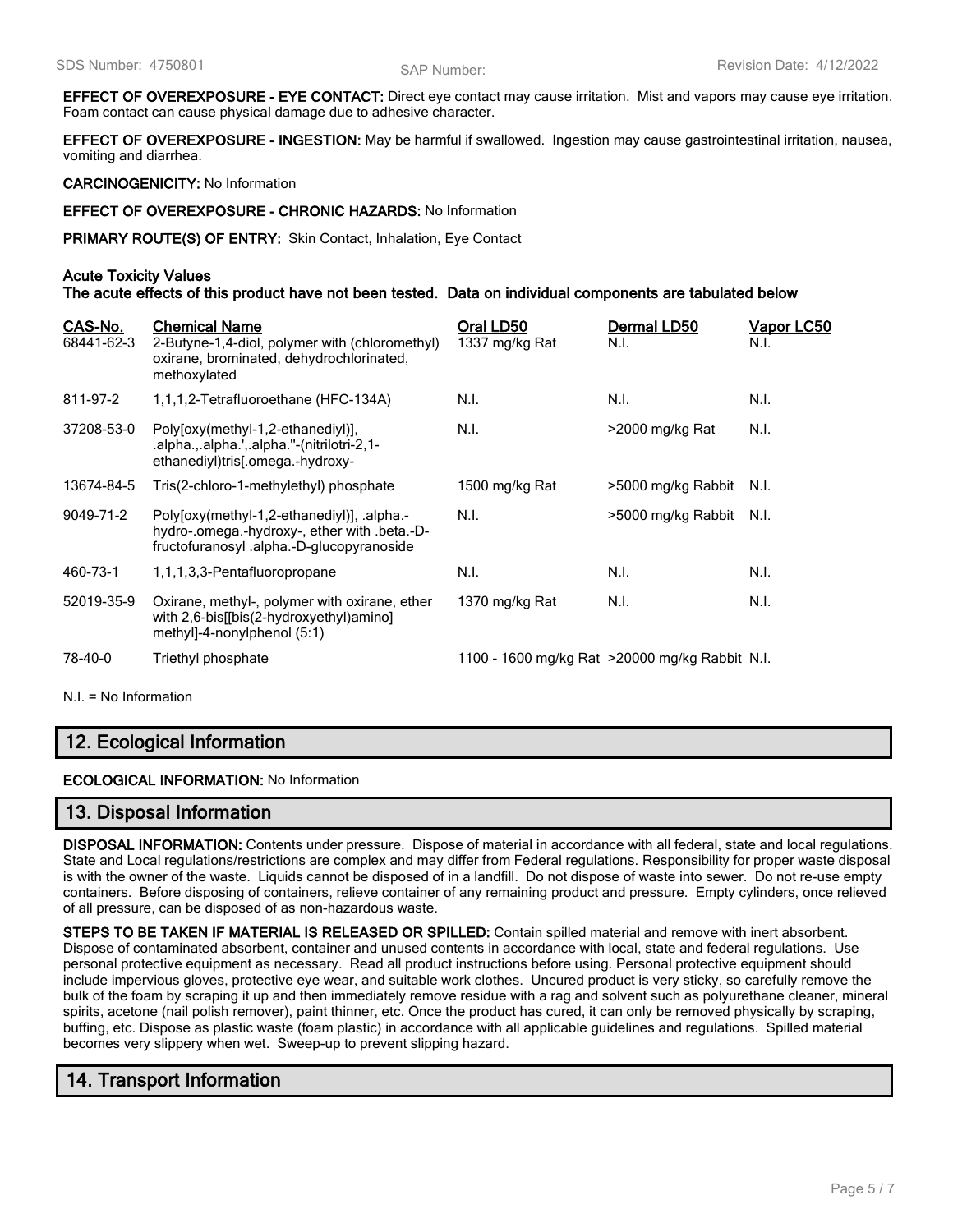**EFFECT OF OVEREXPOSURE - EYE CONTACT:** Direct eye contact may cause irritation. Mist and vapors may cause eye irritation. Foam contact can cause physical damage due to adhesive character.

**EFFECT OF OVEREXPOSURE - INGESTION:** May be harmful if swallowed. Ingestion may cause gastrointestinal irritation, nausea, vomiting and diarrhea.

**CARCINOGENICITY:** No Information

**EFFECT OF OVEREXPOSURE - CHRONIC HAZARDS:** No Information

**PRIMARY ROUTE(S) OF ENTRY:** Skin Contact, Inhalation, Eye Contact

**Acute Toxicity Values**
**The acute effects of this product have not been tested. Data on individual components are tabulated below**

| CAS-No. | Chemical Name | Oral LD50 | Dermal LD50 | Vapor LC50 |
|---|---|---|---|---|
| 68441-62-3 | 2-Butyne-1,4-diol, polymer with (chloromethyl) oxirane, brominated, dehydrochlorinated, methoxylated | 1337 mg/kg Rat | N.I. | N.I. |
| 811-97-2 | 1,1,1,2-Tetrafluoroethane (HFC-134A) | N.I. | N.I. | N.I. |
| 37208-53-0 | Poly[oxy(methyl-1,2-ethanediyl)], .alpha.,.alpha.',.alpha.''-(nitrilotri-2,1-ethanediyl)tris[.omega.-hydroxy- | N.I. | >2000 mg/kg Rat | N.I. |
| 13674-84-5 | Tris(2-chloro-1-methylethyl) phosphate | 1500 mg/kg Rat | >5000 mg/kg Rabbit | N.I. |
| 9049-71-2 | Poly[oxy(methyl-1,2-ethanediyl)], .alpha.-hydro-.omega.-hydroxy-, ether with .beta.-D-fructofuranosyl .alpha.-D-glucopyranoside | N.I. | >5000 mg/kg Rabbit | N.I. |
| 460-73-1 | 1,1,1,3,3-Pentafluoropropane | N.I. | N.I. | N.I. |
| 52019-35-9 | Oxirane, methyl-, polymer with oxirane, ether with 2,6-bis[[bis(2-hydroxyethyl)amino] methyl]-4-nonylphenol (5:1) | 1370 mg/kg Rat | N.I. | N.I. |
| 78-40-0 | Triethyl phosphate | 1100 - 1600 mg/kg Rat | >20000 mg/kg Rabbit | N.I. |

N.I. = No Information

## 12. Ecological Information

**ECOLOGICAL INFORMATION:** No Information

## 13. Disposal Information

**DISPOSAL INFORMATION:** Contents under pressure. Dispose of material in accordance with all federal, state and local regulations. State and Local regulations/restrictions are complex and may differ from Federal regulations. Responsibility for proper waste disposal is with the owner of the waste. Liquids cannot be disposed of in a landfill. Do not dispose of waste into sewer. Do not re-use empty containers. Before disposing of containers, relieve container of any remaining product and pressure. Empty cylinders, once relieved of all pressure, can be disposed of as non-hazardous waste.

**STEPS TO BE TAKEN IF MATERIAL IS RELEASED OR SPILLED:** Contain spilled material and remove with inert absorbent. Dispose of contaminated absorbent, container and unused contents in accordance with local, state and federal regulations. Use personal protective equipment as necessary. Read all product instructions before using. Personal protective equipment should include impervious gloves, protective eye wear, and suitable work clothes. Uncured product is very sticky, so carefully remove the bulk of the foam by scraping it up and then immediately remove residue with a rag and solvent such as polyurethane cleaner, mineral spirits, acetone (nail polish remover), paint thinner, etc. Once the product has cured, it can only be removed physically by scraping, buffing, etc. Dispose as plastic waste (foam plastic) in accordance with all applicable guidelines and regulations. Spilled material becomes very slippery when wet. Sweep-up to prevent slipping hazard.

## 14. Transport Information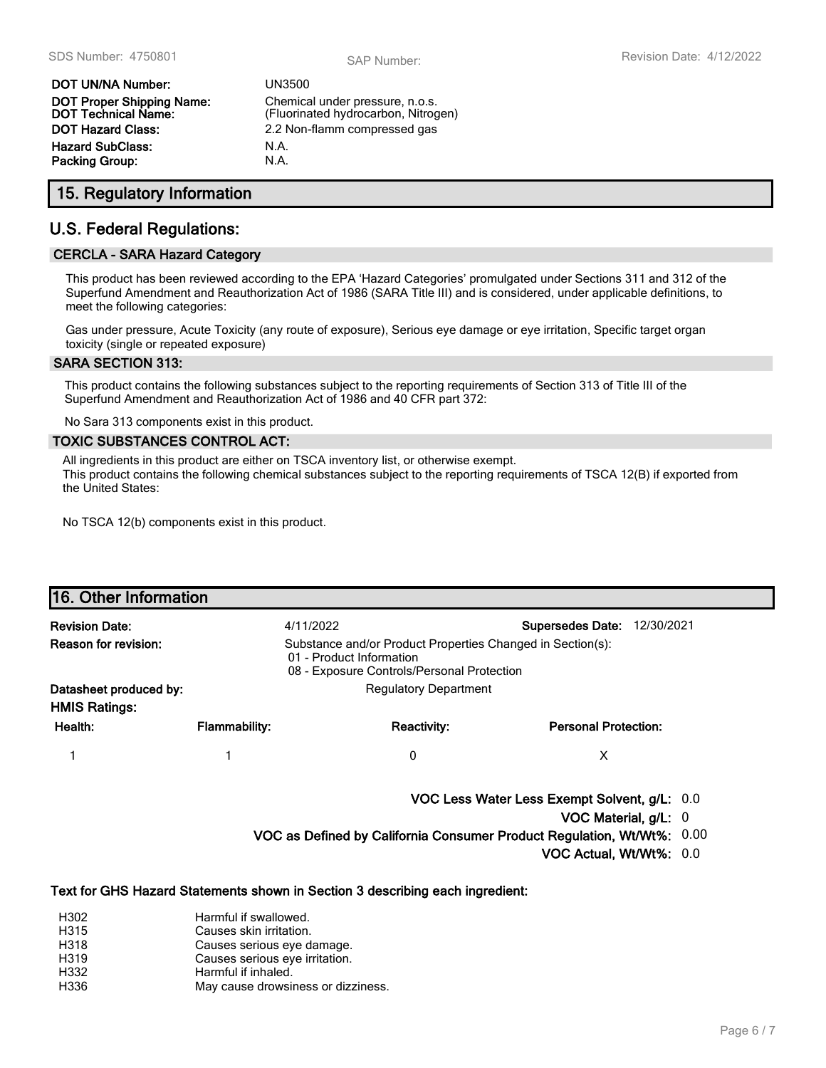| | |
|---|---|
| **DOT UN/NA Number:** | UN3500 |
| **DOT Proper Shipping Name:** | Chemical under pressure, n.o.s. |
| **DOT Technical Name:** | (Fluorinated hydrocarbon, Nitrogen) |
| **DOT Hazard Class:** | 2.2 Non-flamm compressed gas |
| **Hazard SubClass:** | N.A. |
| **Packing Group:** | N.A. |

## 15. Regulatory Information

## U.S. Federal Regulations:

### CERCLA - SARA Hazard Category

This product has been reviewed according to the EPA 'Hazard Categories' promulgated under Sections 311 and 312 of the Superfund Amendment and Reauthorization Act of 1986 (SARA Title III) and is considered, under applicable definitions, to meet the following categories:

Gas under pressure, Acute Toxicity (any route of exposure), Serious eye damage or eye irritation, Specific target organ toxicity (single or repeated exposure)

### SARA SECTION 313:

This product contains the following substances subject to the reporting requirements of Section 313 of Title III of the Superfund Amendment and Reauthorization Act of 1986 and 40 CFR part 372:

No Sara 313 components exist in this product.

### TOXIC SUBSTANCES CONTROL ACT:

All ingredients in this product are either on TSCA inventory list, or otherwise exempt.
This product contains the following chemical substances subject to the reporting requirements of TSCA 12(B) if exported from the United States:

No TSCA 12(b) components exist in this product.

## 16. Other Information

**Revision Date:** 4/11/2022 **Supersedes Date:** 12/30/2021

**Reason for revision:** Substance and/or Product Properties Changed in Section(s):
01 - Product Information
08 - Exposure Controls/Personal Protection

**Datasheet produced by:** Regulatory Department

**HMIS Ratings:**

| Health: | Flammability: | Reactivity: | Personal Protection: |
|---|---|---|---|
| 1 | 1 | 0 | X |

**VOC Less Water Less Exempt Solvent, g/L:** 0.0
**VOC Material, g/L:** 0
**VOC as Defined by California Consumer Product Regulation, Wt/Wt%:** 0.00
**VOC Actual, Wt/Wt%:** 0.0

**Text for GHS Hazard Statements shown in Section 3 describing each ingredient:**

| | |
|---|---|
| H302 | Harmful if swallowed. |
| H315 | Causes skin irritation. |
| H318 | Causes serious eye damage. |
| H319 | Causes serious eye irritation. |
| H332 | Harmful if inhaled. |
| H336 | May cause drowsiness or dizziness. |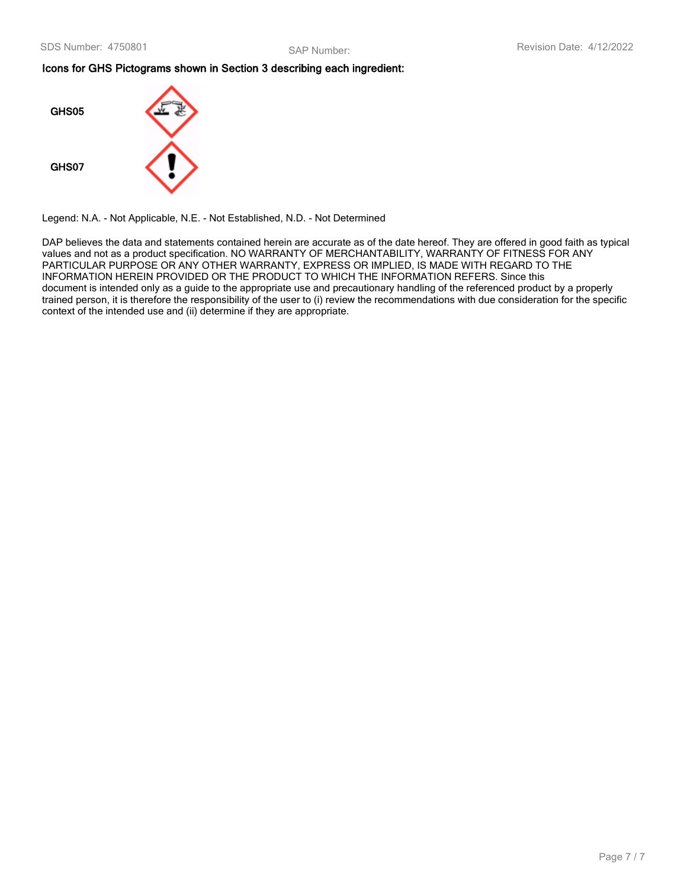**Icons for GHS Pictograms shown in Section 3 describing each ingredient:**

GHS05

GHS07

Legend: N.A. - Not Applicable, N.E. - Not Established, N.D. - Not Determined

DAP believes the data and statements contained herein are accurate as of the date hereof. They are offered in good faith as typical values and not as a product specification. NO WARRANTY OF MERCHANTABILITY, WARRANTY OF FITNESS FOR ANY PARTICULAR PURPOSE OR ANY OTHER WARRANTY, EXPRESS OR IMPLIED, IS MADE WITH REGARD TO THE INFORMATION HEREIN PROVIDED OR THE PRODUCT TO WHICH THE INFORMATION REFERS. Since this document is intended only as a guide to the appropriate use and precautionary handling of the referenced product by a properly trained person, it is therefore the responsibility of the user to (i) review the recommendations with due consideration for the specific context of the intended use and (ii) determine if they are appropriate.